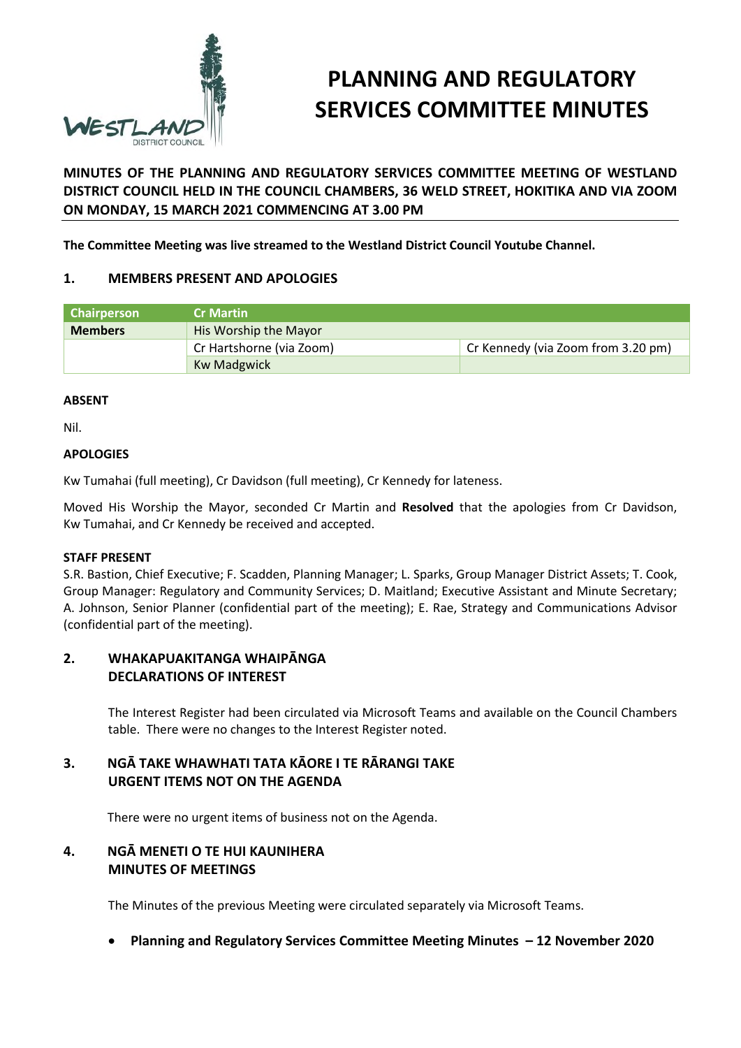# PLANNING AND REGULATORY SERVICES COMMITTEE MINUTES

**MINUTES OF THE PLANNING AND REGULATORY SERVICES COMMITTEE MEETING OF WESTLAND DISTRICT COUNCIL HELD IN THE COUNCIL CHAMBERS, 36 WELD STREET, HOKITIKA AND VIA ZOOM ON MONDAY, 15 MARCH 2021 COMMENCING AT 3.00 PM**

**The Committee Meeting was live streamed to the Westland District Council Youtube Channel.**

## 1. MEMBERS PRESENT AND APOLOGIES

| Chairperson | Cr Martin | |
|---|---|---|
| **Members** | His Worship the Mayor | |
| | Cr Hartshorne (via Zoom) | Cr Kennedy (via Zoom from 3.20 pm) |
| | Kw Madgwick | |

**ABSENT**

Nil.

**APOLOGIES**

Kw Tumahai (full meeting), Cr Davidson (full meeting), Cr Kennedy for lateness.

Moved His Worship the Mayor, seconded Cr Martin and **Resolved** that the apologies from Cr Davidson, Kw Tumahai, and Cr Kennedy be received and accepted.

**STAFF PRESENT**

S.R. Bastion, Chief Executive; F. Scadden, Planning Manager; L. Sparks, Group Manager District Assets; T. Cook, Group Manager: Regulatory and Community Services; D. Maitland; Executive Assistant and Minute Secretary; A. Johnson, Senior Planner (confidential part of the meeting); E. Rae, Strategy and Communications Advisor (confidential part of the meeting).

## 2. WHAKAPUAKITANGA WHAIPĀNGA DECLARATIONS OF INTEREST

The Interest Register had been circulated via Microsoft Teams and available on the Council Chambers table. There were no changes to the Interest Register noted.

## 3. NGĀ TAKE WHAWHATI TATA KĀORE I TE RĀRANGI TAKE URGENT ITEMS NOT ON THE AGENDA

There were no urgent items of business not on the Agenda.

## 4. NGĀ MENETI O TE HUI KAUNIHERA MINUTES OF MEETINGS

The Minutes of the previous Meeting were circulated separately via Microsoft Teams.

- **Planning and Regulatory Services Committee Meeting Minutes – 12 November 2020**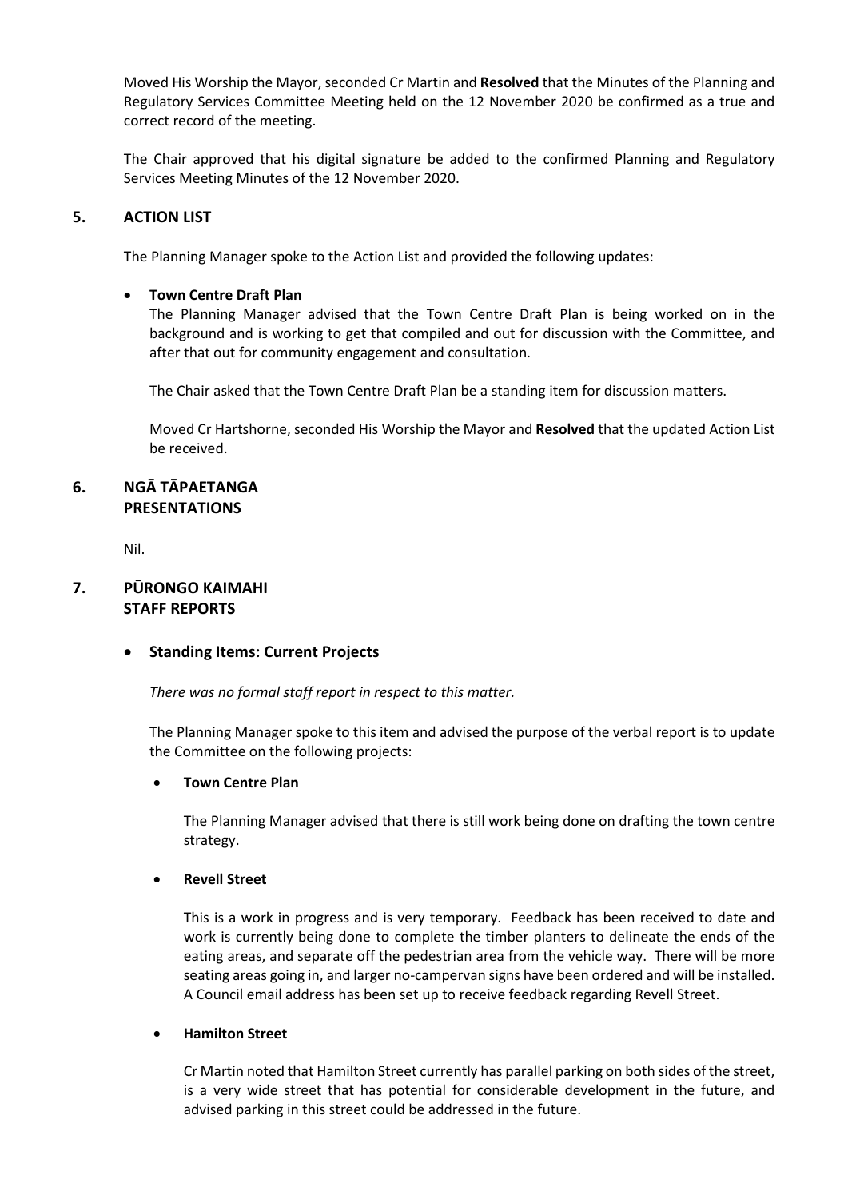Moved His Worship the Mayor, seconded Cr Martin and **Resolved** that the Minutes of the Planning and Regulatory Services Committee Meeting held on the 12 November 2020 be confirmed as a true and correct record of the meeting.

The Chair approved that his digital signature be added to the confirmed Planning and Regulatory Services Meeting Minutes of the 12 November 2020.

## 5. ACTION LIST

The Planning Manager spoke to the Action List and provided the following updates:

- **Town Centre Draft Plan**

  The Planning Manager advised that the Town Centre Draft Plan is being worked on in the background and is working to get that compiled and out for discussion with the Committee, and after that out for community engagement and consultation.

  The Chair asked that the Town Centre Draft Plan be a standing item for discussion matters.

  Moved Cr Hartshorne, seconded His Worship the Mayor and **Resolved** that the updated Action List be received.

## 6. NGĀ TĀPAETANGA PRESENTATIONS

Nil.

## 7. PŪRONGO KAIMAHI STAFF REPORTS

- **Standing Items: Current Projects**

  *There was no formal staff report in respect to this matter.*

  The Planning Manager spoke to this item and advised the purpose of the verbal report is to update the Committee on the following projects:

  - **Town Centre Plan**

    The Planning Manager advised that there is still work being done on drafting the town centre strategy.

  - **Revell Street**

    This is a work in progress and is very temporary. Feedback has been received to date and work is currently being done to complete the timber planters to delineate the ends of the eating areas, and separate off the pedestrian area from the vehicle way. There will be more seating areas going in, and larger no-campervan signs have been ordered and will be installed. A Council email address has been set up to receive feedback regarding Revell Street.

  - **Hamilton Street**

    Cr Martin noted that Hamilton Street currently has parallel parking on both sides of the street, is a very wide street that has potential for considerable development in the future, and advised parking in this street could be addressed in the future.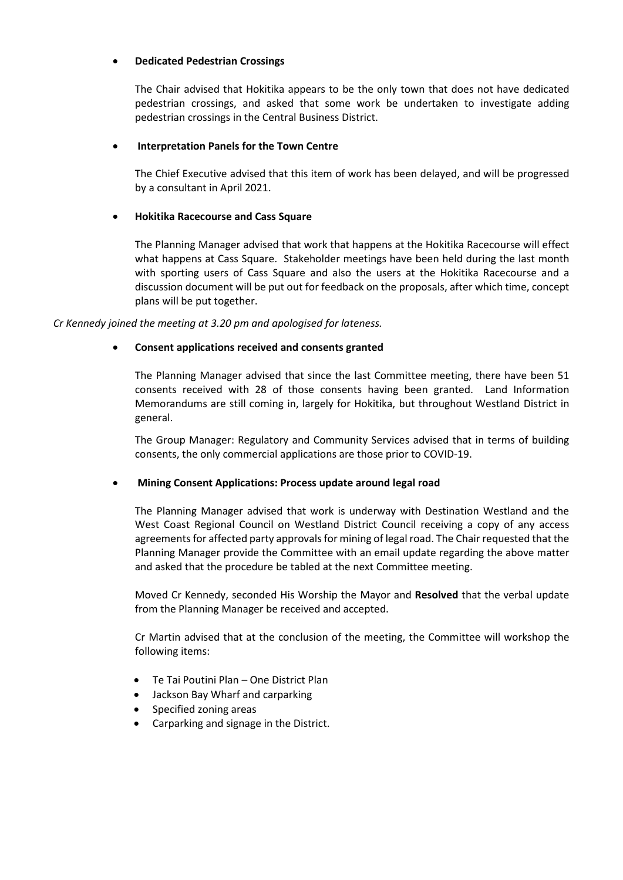- **Dedicated Pedestrian Crossings**

  The Chair advised that Hokitika appears to be the only town that does not have dedicated pedestrian crossings, and asked that some work be undertaken to investigate adding pedestrian crossings in the Central Business District.

- **Interpretation Panels for the Town Centre**

  The Chief Executive advised that this item of work has been delayed, and will be progressed by a consultant in April 2021.

- **Hokitika Racecourse and Cass Square**

  The Planning Manager advised that work that happens at the Hokitika Racecourse will effect what happens at Cass Square. Stakeholder meetings have been held during the last month with sporting users of Cass Square and also the users at the Hokitika Racecourse and a discussion document will be put out for feedback on the proposals, after which time, concept plans will be put together.

*Cr Kennedy joined the meeting at 3.20 pm and apologised for lateness.*

- **Consent applications received and consents granted**

  The Planning Manager advised that since the last Committee meeting, there have been 51 consents received with 28 of those consents having been granted. Land Information Memorandums are still coming in, largely for Hokitika, but throughout Westland District in general.

  The Group Manager: Regulatory and Community Services advised that in terms of building consents, the only commercial applications are those prior to COVID-19.

- **Mining Consent Applications: Process update around legal road**

  The Planning Manager advised that work is underway with Destination Westland and the West Coast Regional Council on Westland District Council receiving a copy of any access agreements for affected party approvals for mining of legal road. The Chair requested that the Planning Manager provide the Committee with an email update regarding the above matter and asked that the procedure be tabled at the next Committee meeting.

  Moved Cr Kennedy, seconded His Worship the Mayor and **Resolved** that the verbal update from the Planning Manager be received and accepted.

  Cr Martin advised that at the conclusion of the meeting, the Committee will workshop the following items:

  - Te Tai Poutini Plan – One District Plan
  - Jackson Bay Wharf and carparking
  - Specified zoning areas
  - Carparking and signage in the District.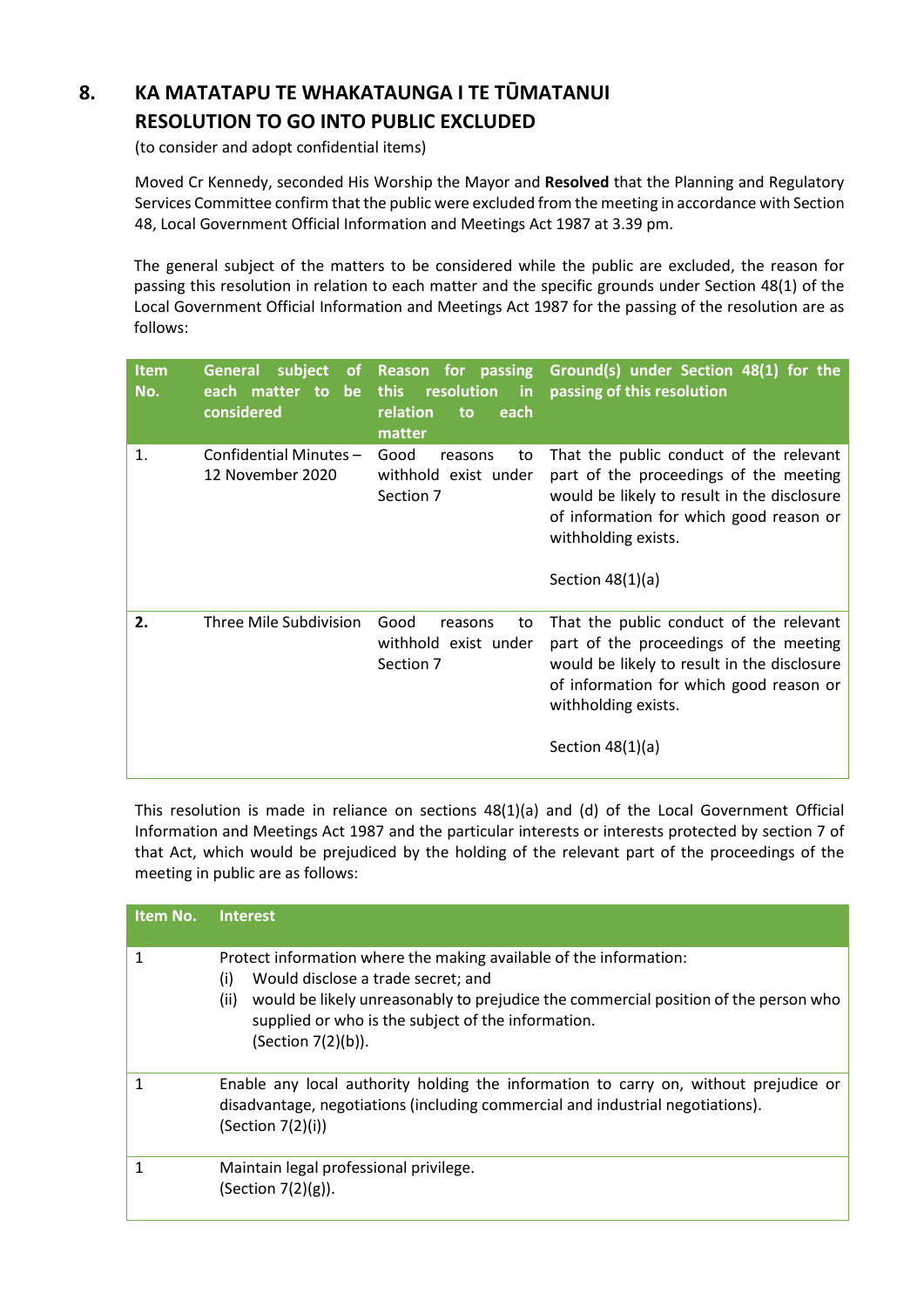## 8. KA MATATAPU TE WHAKATAUNGA I TE TŪMATANUI RESOLUTION TO GO INTO PUBLIC EXCLUDED

(to consider and adopt confidential items)

Moved Cr Kennedy, seconded His Worship the Mayor and **Resolved** that the Planning and Regulatory Services Committee confirm that the public were excluded from the meeting in accordance with Section 48, Local Government Official Information and Meetings Act 1987 at 3.39 pm.

The general subject of the matters to be considered while the public are excluded, the reason for passing this resolution in relation to each matter and the specific grounds under Section 48(1) of the Local Government Official Information and Meetings Act 1987 for the passing of the resolution are as follows:

| Item No. | General subject of each matter to be considered | Reason for passing this resolution in relation to each matter | Ground(s) under Section 48(1) for the passing of this resolution |
|---|---|---|---|
| 1. | Confidential Minutes – 12 November 2020 | Good reasons to withhold exist under Section 7 | That the public conduct of the relevant part of the proceedings of the meeting would be likely to result in the disclosure of information for which good reason or withholding exists.<br><br>Section 48(1)(a) |
| **2.** | Three Mile Subdivision | Good reasons to withhold exist under Section 7 | That the public conduct of the relevant part of the proceedings of the meeting would be likely to result in the disclosure of information for which good reason or withholding exists.<br><br>Section 48(1)(a) |

This resolution is made in reliance on sections 48(1)(a) and (d) of the Local Government Official Information and Meetings Act 1987 and the particular interests or interests protected by section 7 of that Act, which would be prejudiced by the holding of the relevant part of the proceedings of the meeting in public are as follows:

| Item No. | Interest |
|---|---|
| 1 | Protect information where the making available of the information:<br>(i) Would disclose a trade secret; and<br>(ii) would be likely unreasonably to prejudice the commercial position of the person who supplied or who is the subject of the information.<br>(Section 7(2)(b)). |
| 1 | Enable any local authority holding the information to carry on, without prejudice or disadvantage, negotiations (including commercial and industrial negotiations).<br>(Section 7(2)(i)) |
| 1 | Maintain legal professional privilege.<br>(Section 7(2)(g)). |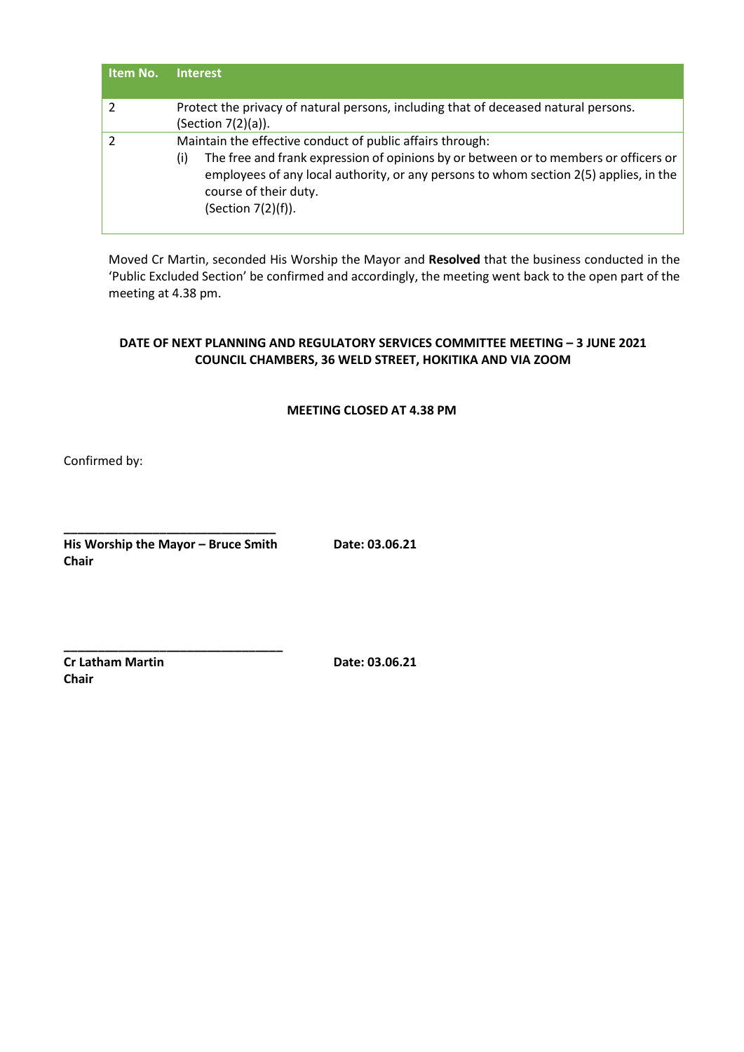| Item No. | Interest |
| --- | --- |
| 2 | Protect the privacy of natural persons, including that of deceased natural persons. (Section 7(2)(a)). |
| 2 | Maintain the effective conduct of public affairs through: (i) The free and frank expression of opinions by or between or to members or officers or employees of any local authority, or any persons to whom section 2(5) applies, in the course of their duty. (Section 7(2)(f)). |

Moved Cr Martin, seconded His Worship the Mayor and **Resolved** that the business conducted in the 'Public Excluded Section' be confirmed and accordingly, the meeting went back to the open part of the meeting at 4.38 pm.

**DATE OF NEXT PLANNING AND REGULATORY SERVICES COMMITTEE MEETING – 3 JUNE 2021**
**COUNCIL CHAMBERS, 36 WELD STREET, HOKITIKA AND VIA ZOOM**

**MEETING CLOSED AT 4.38 PM**

Confirmed by:

\_\_\_\_\_\_\_\_\_\_\_\_\_\_\_\_\_\_\_\_\_\_\_\_\_\_\_\_\_\_\_\_

**His Worship the Mayor – Bruce Smith** **Date: 03.06.21**
**Chair**

\_\_\_\_\_\_\_\_\_\_\_\_\_\_\_\_\_\_\_\_\_\_\_\_\_\_\_\_\_\_\_\_

**Cr Latham Martin** **Date: 03.06.21**
**Chair**